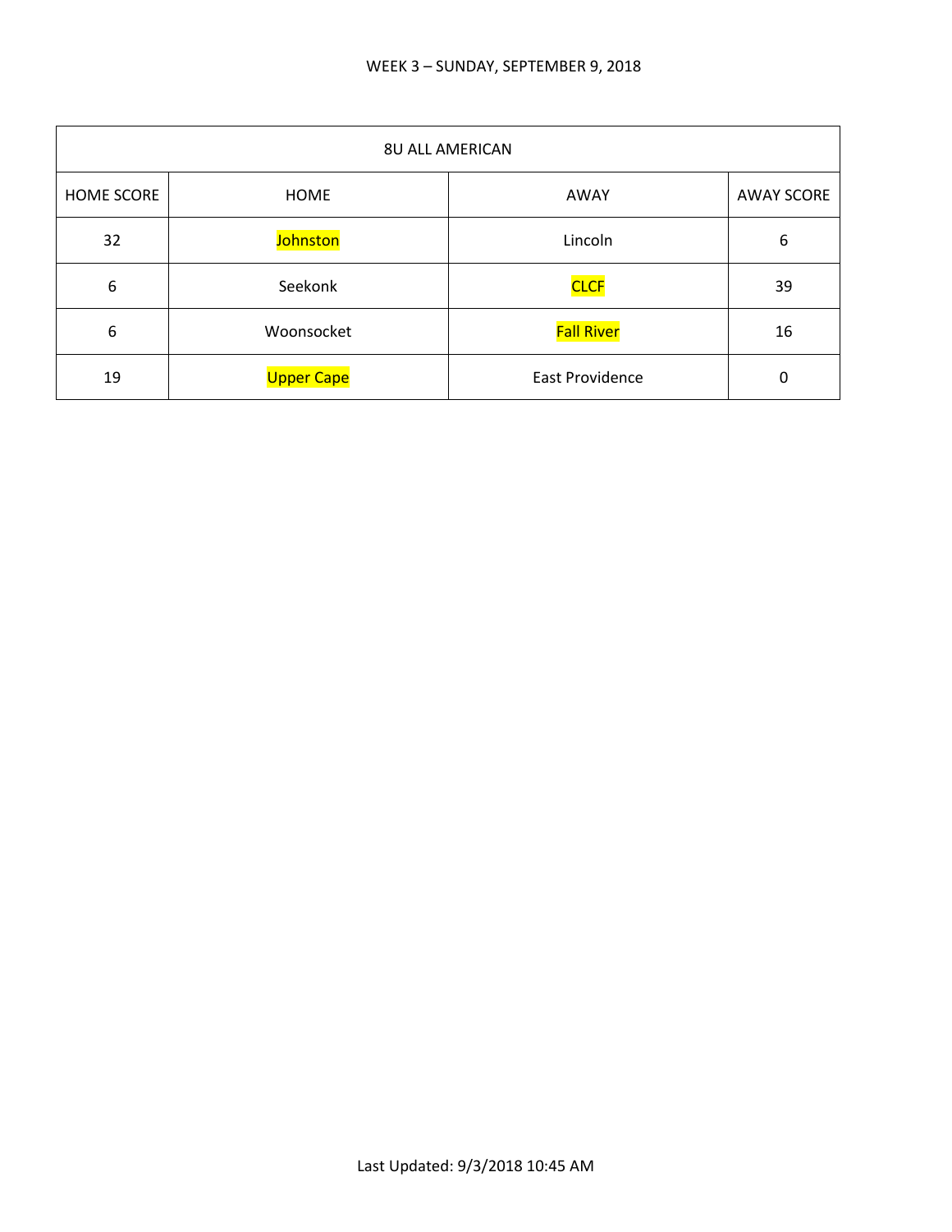WEEK 3 – SUNDAY, SEPTEMBER 9, 2018

| 8U ALL AMERICAN | | | |
|---|---|---|---|
| HOME SCORE | HOME | AWAY | AWAY SCORE |
| 32 | Johnston | Lincoln | 6 |
| 6 | Seekonk | CLCF | 39 |
| 6 | Woonsocket | Fall River | 16 |
| 19 | Upper Cape | East Providence | 0 |

Last Updated: 9/3/2018 10:45 AM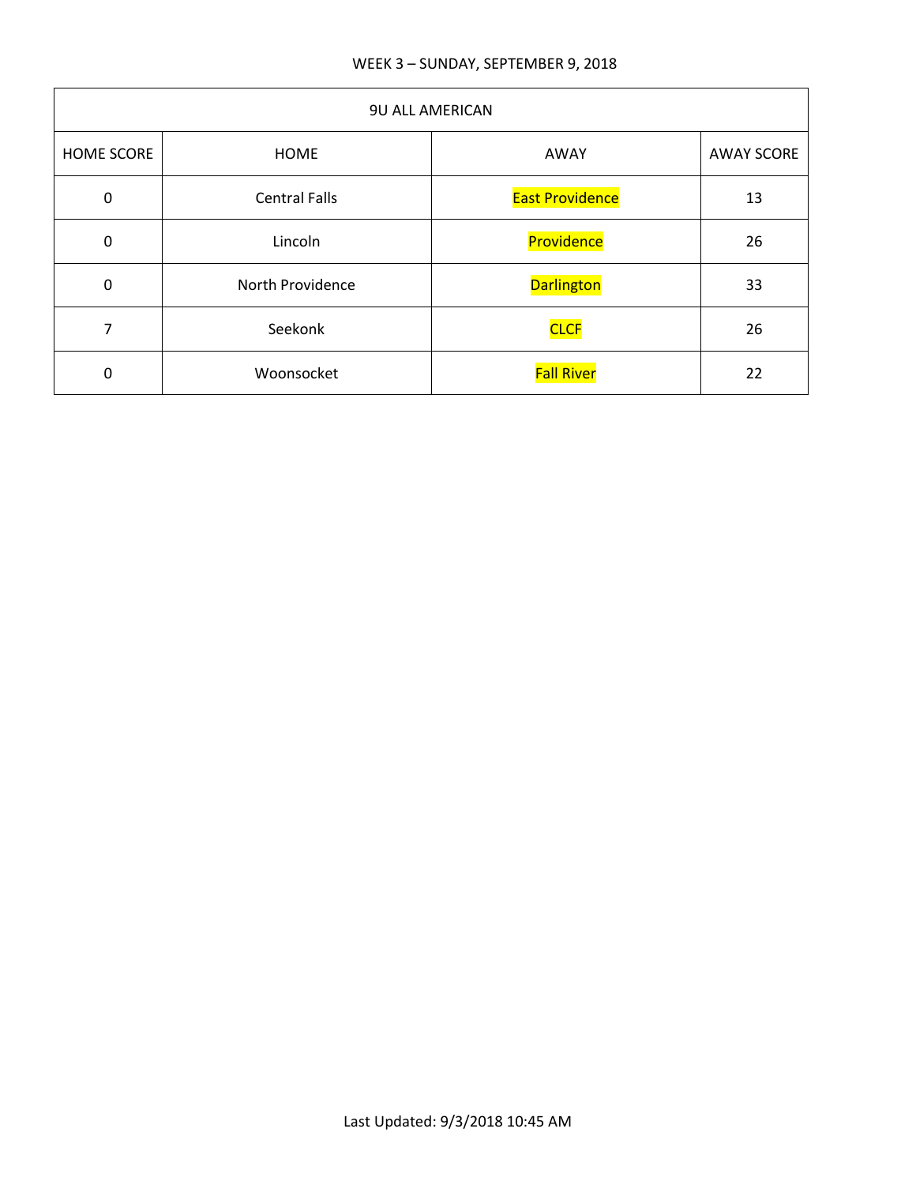WEEK 3 – SUNDAY, SEPTEMBER 9, 2018

| 9U ALL AMERICAN | | | |
|---|---|---|---|
| HOME SCORE | HOME | AWAY | AWAY SCORE |
| 0 | Central Falls | East Providence | 13 |
| 0 | Lincoln | Providence | 26 |
| 0 | North Providence | Darlington | 33 |
| 7 | Seekonk | CLCF | 26 |
| 0 | Woonsocket | Fall River | 22 |

Last Updated: 9/3/2018 10:45 AM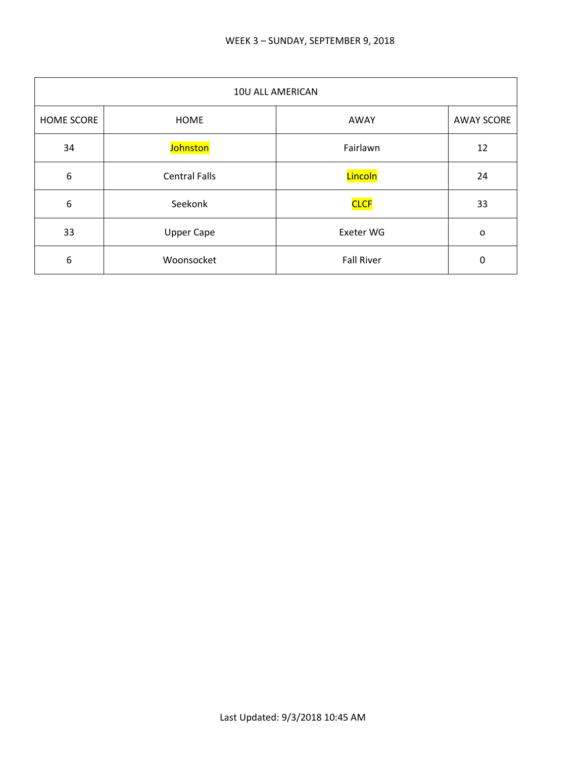WEEK 3 – SUNDAY, SEPTEMBER 9, 2018

| 10U ALL AMERICAN | | | |
|---|---|---|---|
| HOME SCORE | HOME | AWAY | AWAY SCORE |
| 34 | Johnston | Fairlawn | 12 |
| 6 | Central Falls | Lincoln | 24 |
| 6 | Seekonk | CLCF | 33 |
| 33 | Upper Cape | Exeter WG | o |
| 6 | Woonsocket | Fall River | 0 |

Last Updated: 9/3/2018 10:45 AM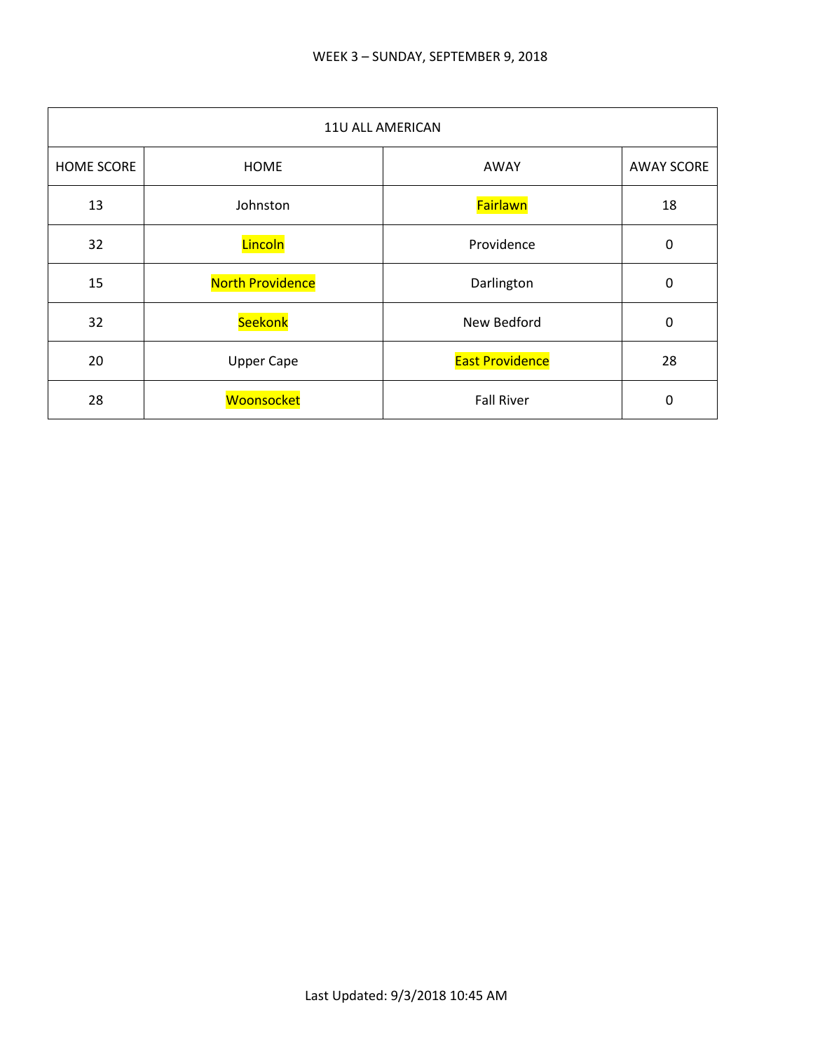WEEK 3 – SUNDAY, SEPTEMBER 9, 2018

| 11U ALL AMERICAN | | | |
|---|---|---|---|
| HOME SCORE | HOME | AWAY | AWAY SCORE |
| 13 | Johnston | Fairlawn | 18 |
| 32 | Lincoln | Providence | 0 |
| 15 | North Providence | Darlington | 0 |
| 32 | Seekonk | New Bedford | 0 |
| 20 | Upper Cape | East Providence | 28 |
| 28 | Woonsocket | Fall River | 0 |

Last Updated: 9/3/2018 10:45 AM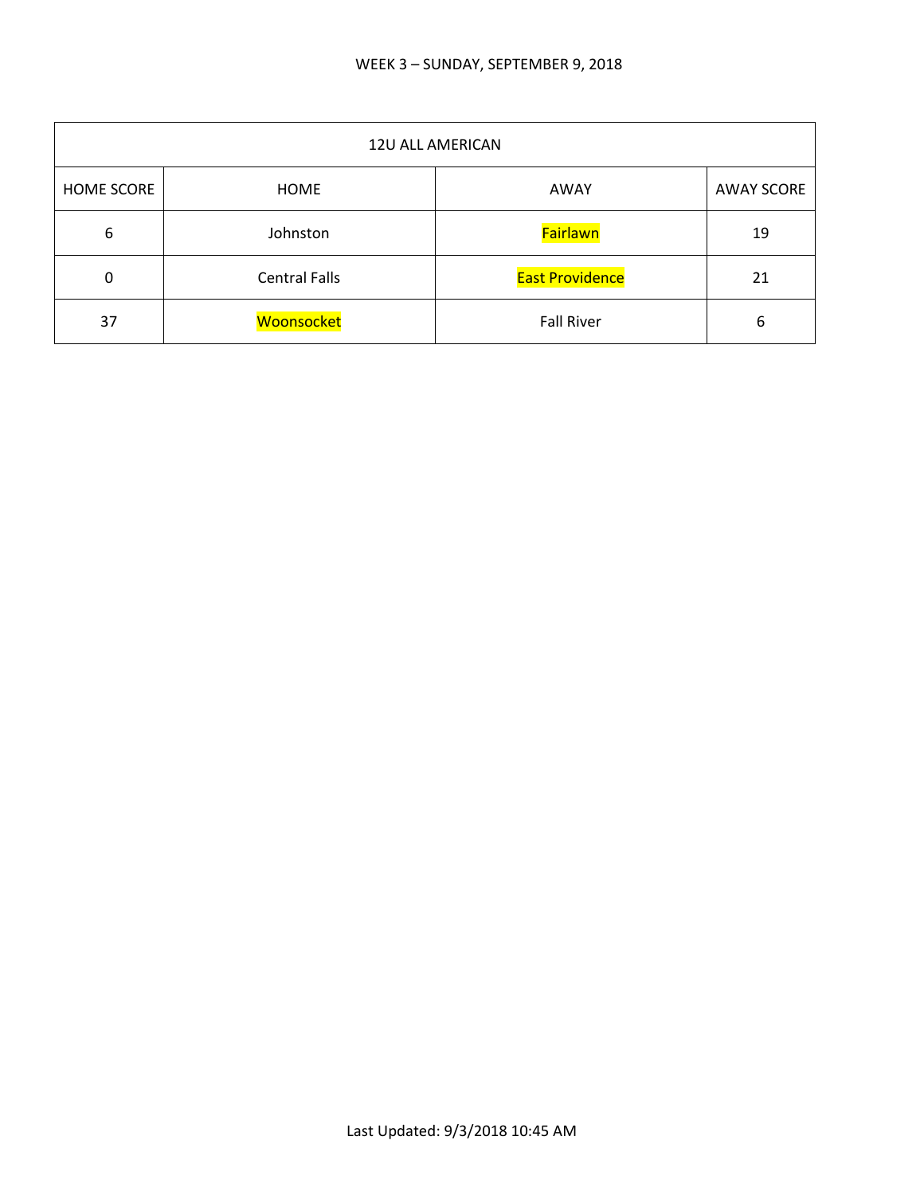WEEK 3 – SUNDAY, SEPTEMBER 9, 2018

| 12U ALL AMERICAN | | | |
|---|---|---|---|
| HOME SCORE | HOME | AWAY | AWAY SCORE |
| 6 | Johnston | Fairlawn | 19 |
| 0 | Central Falls | East Providence | 21 |
| 37 | Woonsocket | Fall River | 6 |

Last Updated: 9/3/2018 10:45 AM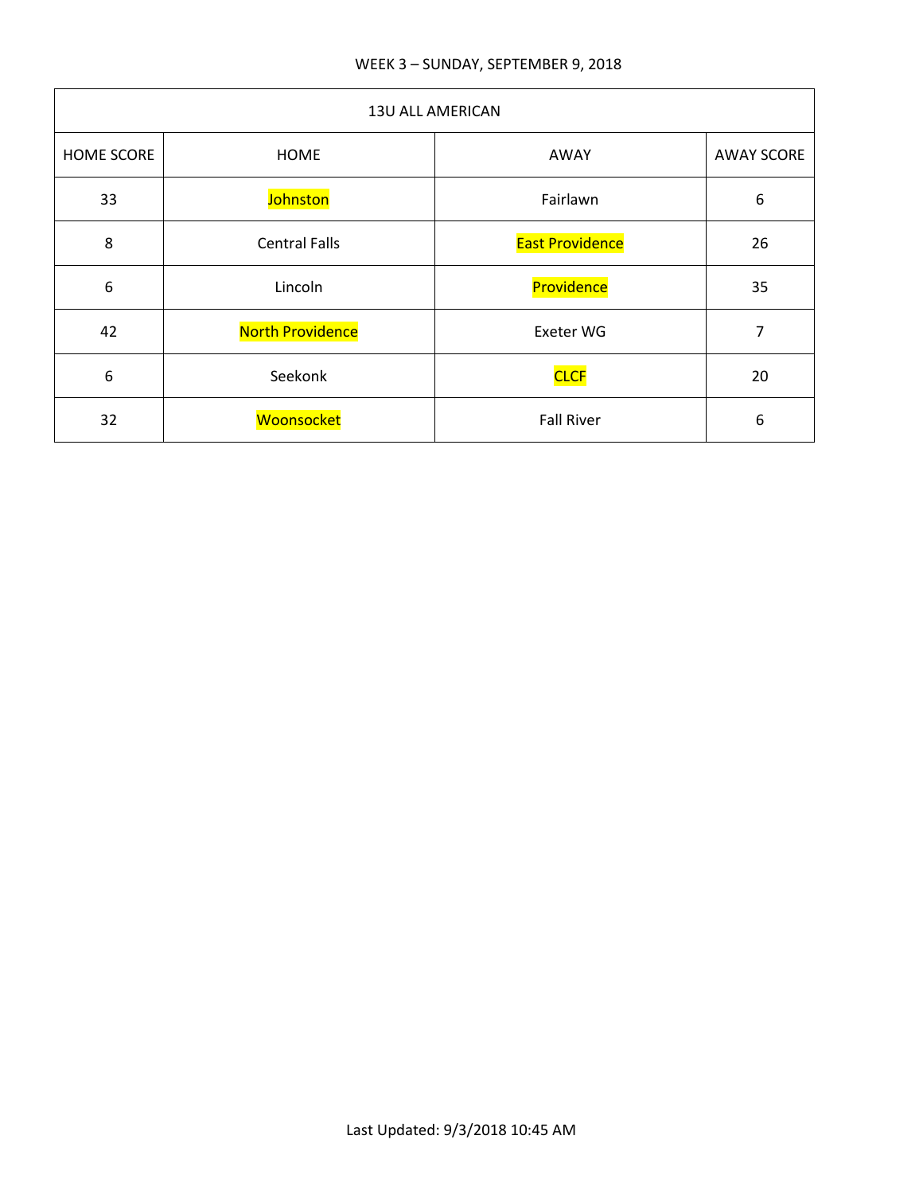WEEK 3 – SUNDAY, SEPTEMBER 9, 2018

| 13U ALL AMERICAN | | | |
|---|---|---|---|
| HOME SCORE | HOME | AWAY | AWAY SCORE |
| 33 | Johnston | Fairlawn | 6 |
| 8 | Central Falls | East Providence | 26 |
| 6 | Lincoln | Providence | 35 |
| 42 | North Providence | Exeter WG | 7 |
| 6 | Seekonk | CLCF | 20 |
| 32 | Woonsocket | Fall River | 6 |

Last Updated: 9/3/2018 10:45 AM